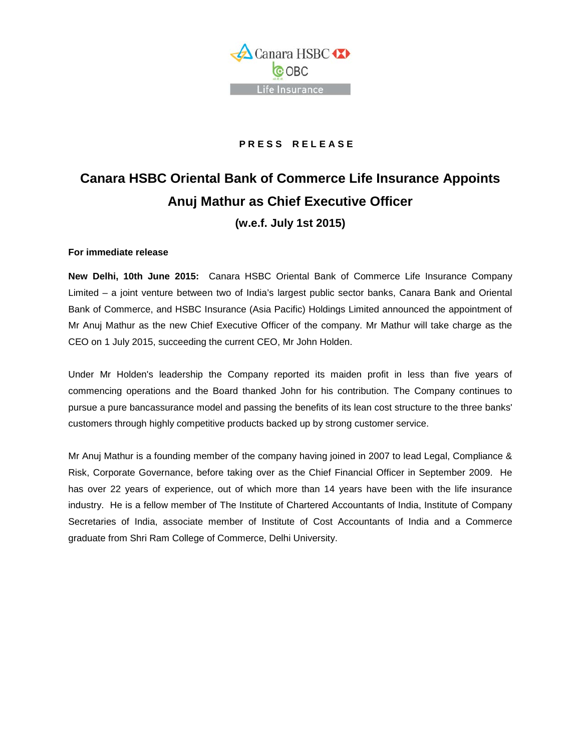**PRESS RELEASE**

# Canara HSBC Oriental Bank of Commerce Life Insurance Appoints Anuj Mathur as Chief Executive Officer

## (w.e.f. July 1st 2015)

**For immediate release**

**New Delhi, 10th June 2015:** Canara HSBC Oriental Bank of Commerce Life Insurance Company Limited – a joint venture between two of India's largest public sector banks, Canara Bank and Oriental Bank of Commerce, and HSBC Insurance (Asia Pacific) Holdings Limited announced the appointment of Mr Anuj Mathur as the new Chief Executive Officer of the company. Mr Mathur will take charge as the CEO on 1 July 2015, succeeding the current CEO, Mr John Holden.

Under Mr Holden's leadership the Company reported its maiden profit in less than five years of commencing operations and the Board thanked John for his contribution. The Company continues to pursue a pure bancassurance model and passing the benefits of its lean cost structure to the three banks' customers through highly competitive products backed up by strong customer service.

Mr Anuj Mathur is a founding member of the company having joined in 2007 to lead Legal, Compliance & Risk, Corporate Governance, before taking over as the Chief Financial Officer in September 2009. He has over 22 years of experience, out of which more than 14 years have been with the life insurance industry. He is a fellow member of The Institute of Chartered Accountants of India, Institute of Company Secretaries of India, associate member of Institute of Cost Accountants of India and a Commerce graduate from Shri Ram College of Commerce, Delhi University.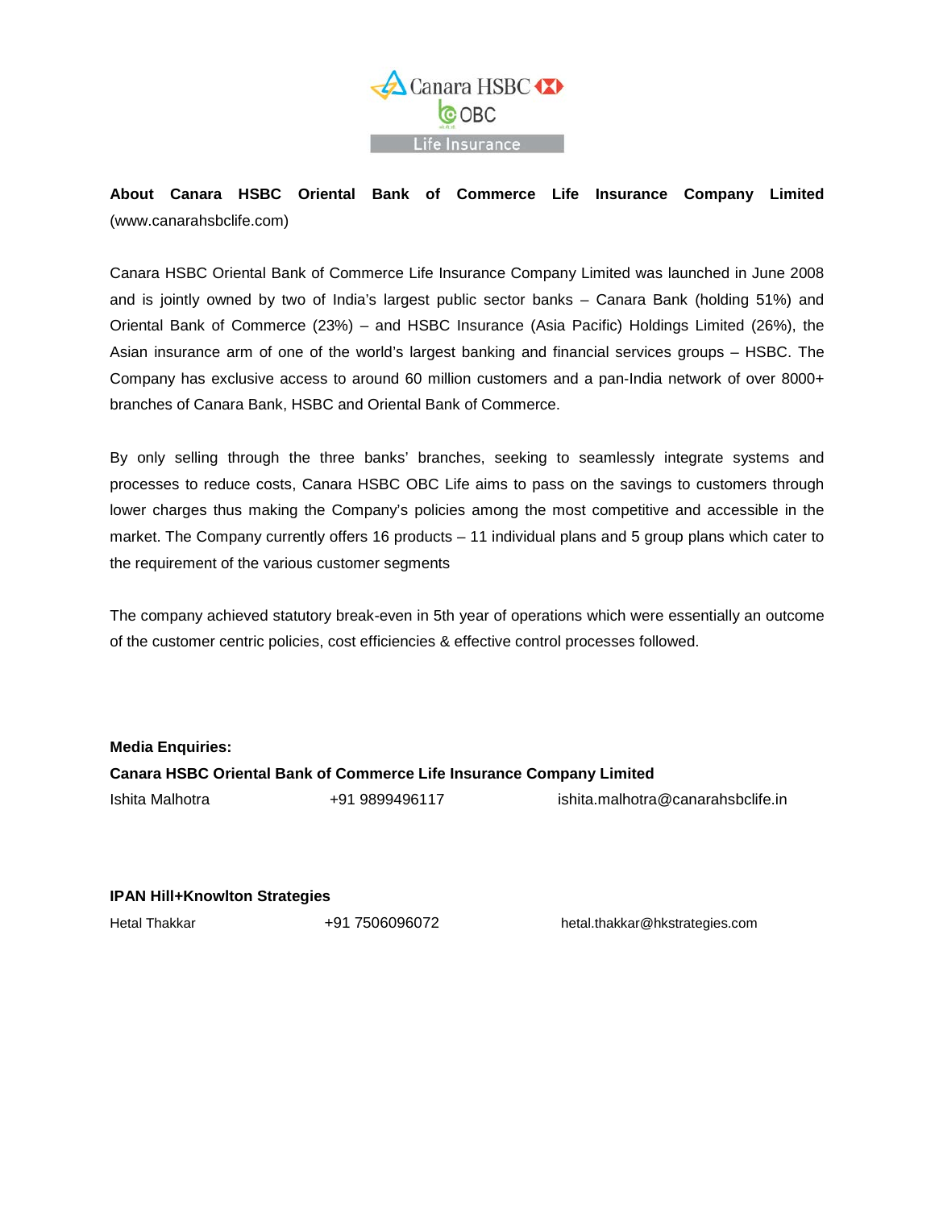**About Canara HSBC Oriental Bank of Commerce Life Insurance Company Limited** (www.canarahsbclife.com)

Canara HSBC Oriental Bank of Commerce Life Insurance Company Limited was launched in June 2008 and is jointly owned by two of India's largest public sector banks – Canara Bank (holding 51%) and Oriental Bank of Commerce (23%) – and HSBC Insurance (Asia Pacific) Holdings Limited (26%), the Asian insurance arm of one of the world's largest banking and financial services groups – HSBC. The Company has exclusive access to around 60 million customers and a pan-India network of over 8000+ branches of Canara Bank, HSBC and Oriental Bank of Commerce.

By only selling through the three banks' branches, seeking to seamlessly integrate systems and processes to reduce costs, Canara HSBC OBC Life aims to pass on the savings to customers through lower charges thus making the Company's policies among the most competitive and accessible in the market. The Company currently offers 16 products – 11 individual plans and 5 group plans which cater to the requirement of the various customer segments

The company achieved statutory break-even in 5th year of operations which were essentially an outcome of the customer centric policies, cost efficiencies & effective control processes followed.

**Media Enquiries:**

**Canara HSBC Oriental Bank of Commerce Life Insurance Company Limited**

Ishita Malhotra +91 9899496117 ishita.malhotra@canarahsbclife.in

**IPAN Hill+Knowlton Strategies**

Hetal Thakkar +91 7506096072 hetal.thakkar@hkstrategies.com